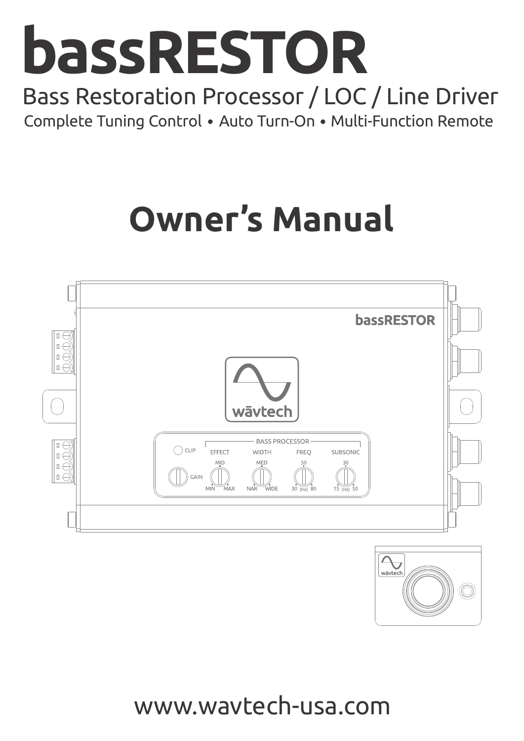# bassRESTOR

## Bass Restoration Processor / LOC / Line Driver

Complete Tuning Control • Auto Turn-On • Multi-Function Remote

# Owner's Manual

www.wavtech-usa.com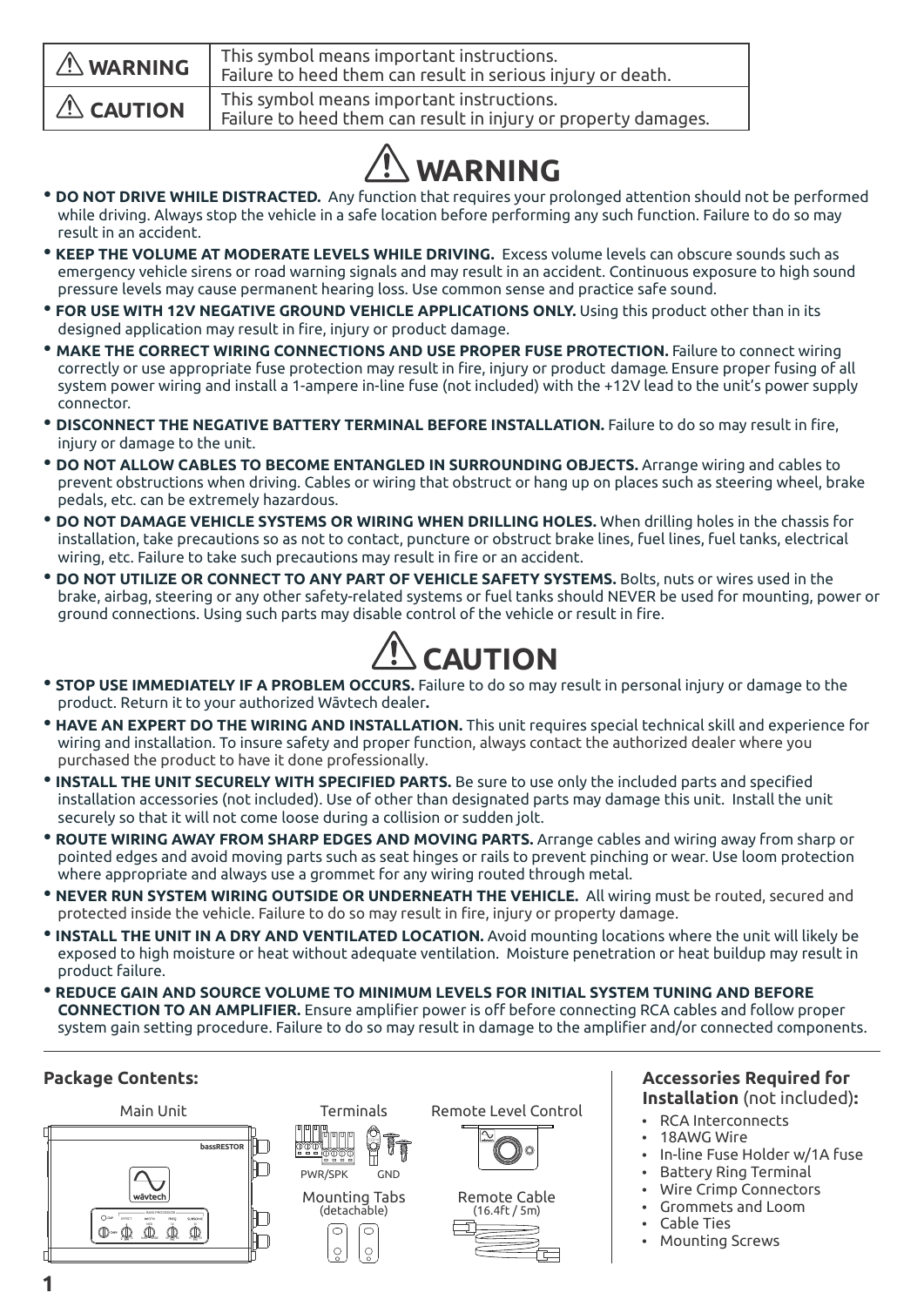| | |
|---|---|
| ⚠ **WARNING** | This symbol means important instructions.<br>Failure to heed them can result in serious injury or death. |
| ⚠ **CAUTION** | This symbol means important instructions.<br>Failure to heed them can result in injury or property damages. |

# ⚠ WARNING

- **DO NOT DRIVE WHILE DISTRACTED.** Any function that requires your prolonged attention should not be performed while driving. Always stop the vehicle in a safe location before performing any such function. Failure to do so may result in an accident.
- **KEEP THE VOLUME AT MODERATE LEVELS WHILE DRIVING.** Excess volume levels can obscure sounds such as emergency vehicle sirens or road warning signals and may result in an accident. Continuous exposure to high sound pressure levels may cause permanent hearing loss. Use common sense and practice safe sound.
- **FOR USE WITH 12V NEGATIVE GROUND VEHICLE APPLICATIONS ONLY.** Using this product other than in its designed application may result in fire, injury or product damage.
- **MAKE THE CORRECT WIRING CONNECTIONS AND USE PROPER FUSE PROTECTION.** Failure to connect wiring correctly or use appropriate fuse protection may result in fire, injury or product damage. Ensure proper fusing of all system power wiring and install a 1-ampere in-line fuse (not included) with the +12V lead to the unit's power supply connector.
- **DISCONNECT THE NEGATIVE BATTERY TERMINAL BEFORE INSTALLATION.** Failure to do so may result in fire, injury or damage to the unit.
- **DO NOT ALLOW CABLES TO BECOME ENTANGLED IN SURROUNDING OBJECTS.** Arrange wiring and cables to prevent obstructions when driving. Cables or wiring that obstruct or hang up on places such as steering wheel, brake pedals, etc. can be extremely hazardous.
- **DO NOT DAMAGE VEHICLE SYSTEMS OR WIRING WHEN DRILLING HOLES.** When drilling holes in the chassis for installation, take precautions so as not to contact, puncture or obstruct brake lines, fuel lines, fuel tanks, electrical wiring, etc. Failure to take such precautions may result in fire or an accident.
- **DO NOT UTILIZE OR CONNECT TO ANY PART OF VEHICLE SAFETY SYSTEMS.** Bolts, nuts or wires used in the brake, airbag, steering or any other safety-related systems or fuel tanks should NEVER be used for mounting, power or ground connections. Using such parts may disable control of the vehicle or result in fire.

# ⚠ CAUTION

- **STOP USE IMMEDIATELY IF A PROBLEM OCCURS.** Failure to do so may result in personal injury or damage to the product. Return it to your authorized Wāvtech dealer.
- **HAVE AN EXPERT DO THE WIRING AND INSTALLATION.** This unit requires special technical skill and experience for wiring and installation. To insure safety and proper function, always contact the authorized dealer where you purchased the product to have it done professionally.
- **INSTALL THE UNIT SECURELY WITH SPECIFIED PARTS.** Be sure to use only the included parts and specified installation accessories (not included). Use of other than designated parts may damage this unit. Install the unit securely so that it will not come loose during a collision or sudden jolt.
- **ROUTE WIRING AWAY FROM SHARP EDGES AND MOVING PARTS.** Arrange cables and wiring away from sharp or pointed edges and avoid moving parts such as seat hinges or rails to prevent pinching or wear. Use loom protection where appropriate and always use a grommet for any wiring routed through metal.
- **NEVER RUN SYSTEM WIRING OUTSIDE OR UNDERNEATH THE VEHICLE.** All wiring must be routed, secured and protected inside the vehicle. Failure to do so may result in fire, injury or property damage.
- **INSTALL THE UNIT IN A DRY AND VENTILATED LOCATION.** Avoid mounting locations where the unit will likely be exposed to high moisture or heat without adequate ventilation. Moisture penetration or heat buildup may result in product failure.
- **REDUCE GAIN AND SOURCE VOLUME TO MINIMUM LEVELS FOR INITIAL SYSTEM TUNING AND BEFORE CONNECTION TO AN AMPLIFIER.** Ensure amplifier power is off before connecting RCA cables and follow proper system gain setting procedure. Failure to do so may result in damage to the amplifier and/or connected components.

## Package Contents:

- Main Unit
- Terminals (PWR/SPK, GND)
- Remote Level Control
- Mounting Tabs (detachable)
- Remote Cable (16.4ft / 5m)

## Accessories Required for Installation (not included):

- RCA Interconnects
- 18AWG Wire
- In-line Fuse Holder w/1A fuse
- Battery Ring Terminal
- Wire Crimp Connectors
- Grommets and Loom
- Cable Ties
- Mounting Screws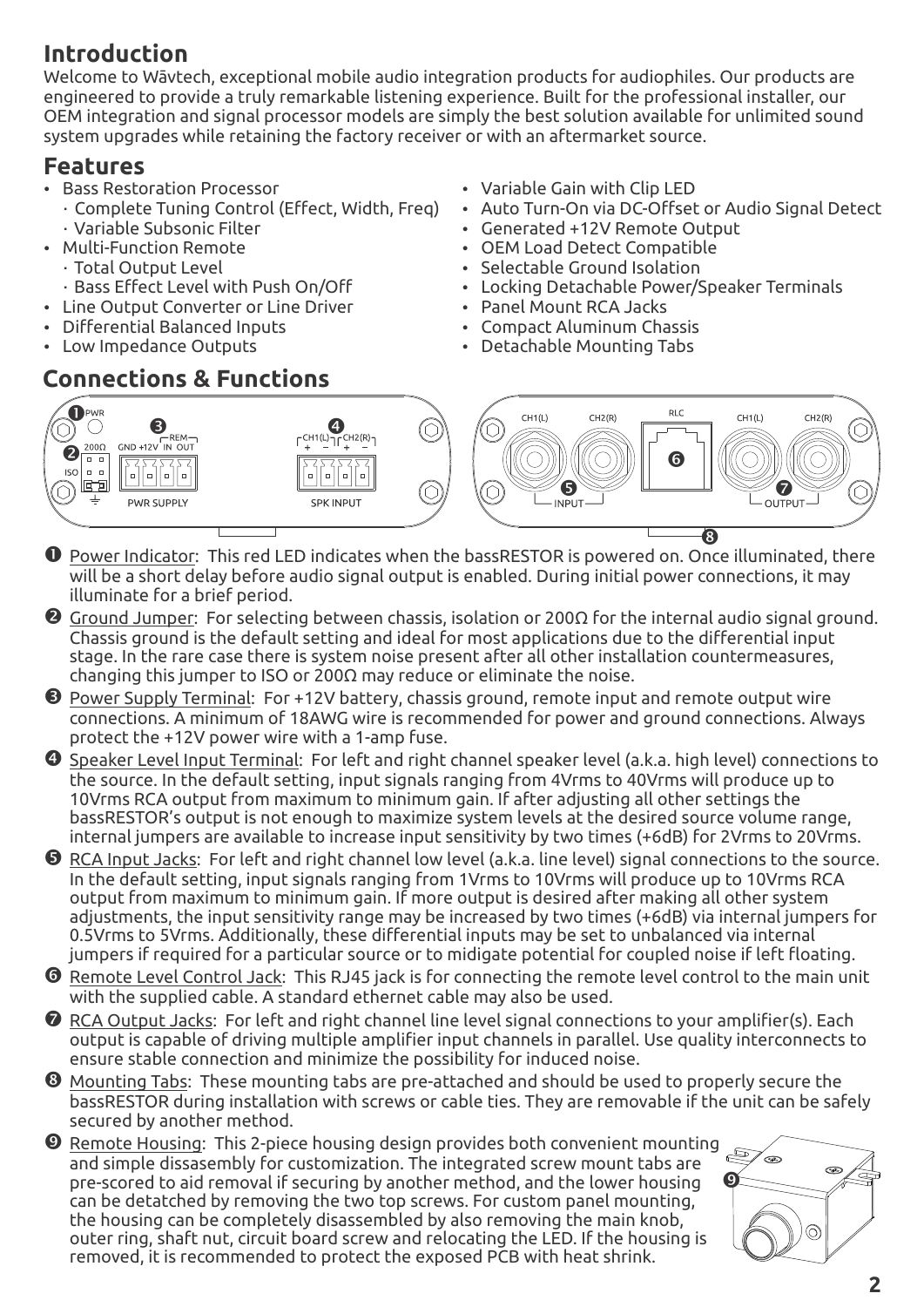## Introduction

Welcome to Wāvtech, exceptional mobile audio integration products for audiophiles. Our products are engineered to provide a truly remarkable listening experience. Built for the professional installer, our OEM integration and signal processor models are simply the best solution available for unlimited sound system upgrades while retaining the factory receiver or with an aftermarket source.

## Features

- Bass Restoration Processor
  - · Complete Tuning Control (Effect, Width, Freq)
  - · Variable Subsonic Filter
- Multi-Function Remote
  - · Total Output Level
  - · Bass Effect Level with Push On/Off
- Line Output Converter or Line Driver
- Differential Balanced Inputs
- Low Impedance Outputs
- Variable Gain with Clip LED
- Auto Turn-On via DC-Offset or Audio Signal Detect
- Generated +12V Remote Output
- OEM Load Detect Compatible
- Selectable Ground Isolation
- Locking Detachable Power/Speaker Terminals
- Panel Mount RCA Jacks
- Compact Aluminum Chassis
- Detachable Mounting Tabs

## Connections & Functions

❶ Power Indicator: This red LED indicates when the bassRESTOR is powered on. Once illuminated, there will be a short delay before audio signal output is enabled. During initial power connections, it may illuminate for a brief period.

❷ Ground Jumper: For selecting between chassis, isolation or 200Ω for the internal audio signal ground. Chassis ground is the default setting and ideal for most applications due to the differential input stage. In the rare case there is system noise present after all other installation countermeasures, changing this jumper to ISO or 200Ω may reduce or eliminate the noise.

❸ Power Supply Terminal: For +12V battery, chassis ground, remote input and remote output wire connections. A minimum of 18AWG wire is recommended for power and ground connections. Always protect the +12V power wire with a 1-amp fuse.

❹ Speaker Level Input Terminal: For left and right channel speaker level (a.k.a. high level) connections to the source. In the default setting, input signals ranging from 4Vrms to 40Vrms will produce up to 10Vrms RCA output from maximum to minimum gain. If after adjusting all other settings the bassRESTOR's output is not enough to maximize system levels at the desired source volume range, internal jumpers are available to increase input sensitivity by two times (+6dB) for 2Vrms to 20Vrms.

❺ RCA Input Jacks: For left and right channel low level (a.k.a. line level) signal connections to the source. In the default setting, input signals ranging from 1Vrms to 10Vrms will produce up to 10Vrms RCA output from maximum to minimum gain. If more output is desired after making all other system adjustments, the input sensitivity range may be increased by two times (+6dB) via internal jumpers for 0.5Vrms to 5Vrms. Additionally, these differential inputs may be set to unbalanced via internal jumpers if required for a particular source or to midigate potential for coupled noise if left floating.

❻ Remote Level Control Jack: This RJ45 jack is for connecting the remote level control to the main unit with the supplied cable. A standard ethernet cable may also be used.

❼ RCA Output Jacks: For left and right channel line level signal connections to your amplifier(s). Each output is capable of driving multiple amplifier input channels in parallel. Use quality interconnects to ensure stable connection and minimize the possibility for induced noise.

❽ Mounting Tabs: These mounting tabs are pre-attached and should be used to properly secure the bassRESTOR during installation with screws or cable ties. They are removable if the unit can be safely secured by another method.

❾ Remote Housing: This 2-piece housing design provides both convenient mounting and simple dissasembly for customization. The integrated screw mount tabs are pre-scored to aid removal if securing by another method, and the lower housing can be detatched by removing the two top screws. For custom panel mounting, the housing can be completely disassembled by also removing the main knob, outer ring, shaft nut, circuit board screw and relocating the LED. If the housing is removed, it is recommended to protect the exposed PCB with heat shrink.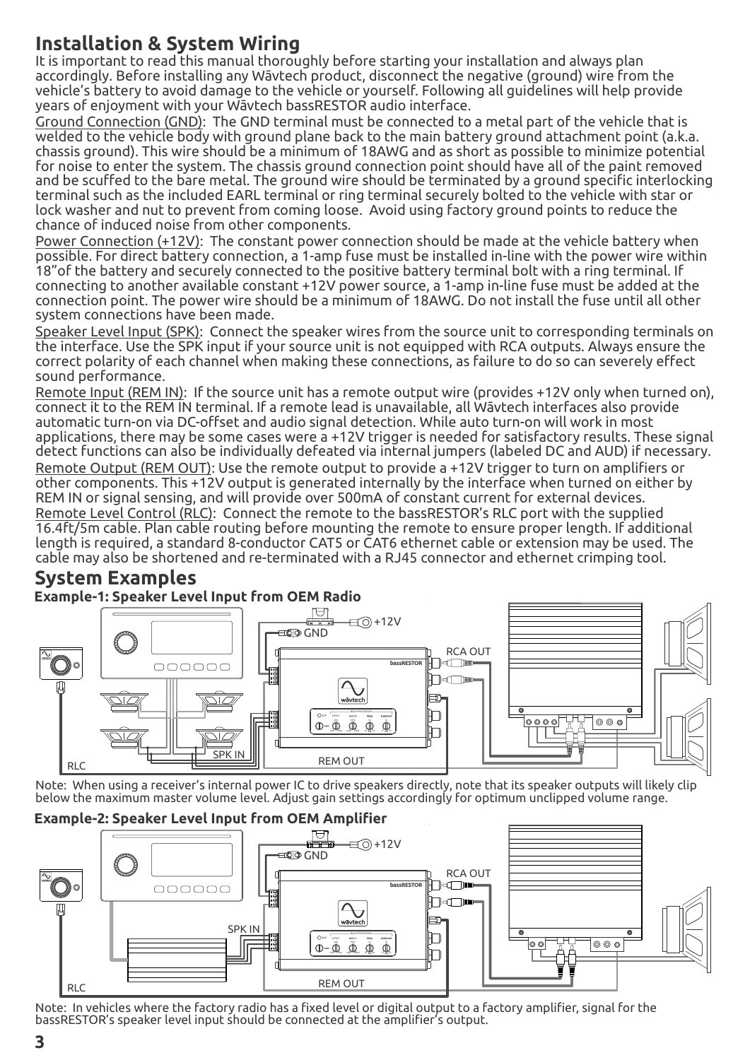# Installation & System Wiring

It is important to read this manual thoroughly before starting your installation and always plan accordingly. Before installing any Wāvtech product, disconnect the negative (ground) wire from the vehicle's battery to avoid damage to the vehicle or yourself. Following all guidelines will help provide years of enjoyment with your Wāvtech bassRESTOR audio interface.

Ground Connection (GND): The GND terminal must be connected to a metal part of the vehicle that is welded to the vehicle body with ground plane back to the main battery ground attachment point (a.k.a. chassis ground). This wire should be a minimum of 18AWG and as short as possible to minimize potential for noise to enter the system. The chassis ground connection point should have all of the paint removed and be scuffed to the bare metal. The ground wire should be terminated by a ground specific interlocking terminal such as the included EARL terminal or ring terminal securely bolted to the vehicle with star or lock washer and nut to prevent from coming loose. Avoid using factory ground points to reduce the chance of induced noise from other components.

Power Connection (+12V): The constant power connection should be made at the vehicle battery when possible. For direct battery connection, a 1-amp fuse must be installed in-line with the power wire within 18"of the battery and securely connected to the positive battery terminal bolt with a ring terminal. If connecting to another available constant +12V power source, a 1-amp in-line fuse must be added at the connection point. The power wire should be a minimum of 18AWG. Do not install the fuse until all other system connections have been made.

Speaker Level Input (SPK): Connect the speaker wires from the source unit to corresponding terminals on the interface. Use the SPK input if your source unit is not equipped with RCA outputs. Always ensure the correct polarity of each channel when making these connections, as failure to do so can severely effect sound performance.

Remote Input (REM IN): If the source unit has a remote output wire (provides +12V only when turned on), connect it to the REM IN terminal. If a remote lead is unavailable, all Wāvtech interfaces also provide automatic turn-on via DC-offset and audio signal detection. While auto turn-on will work in most applications, there may be some cases were a +12V trigger is needed for satisfactory results. These signal detect functions can also be individually defeated via internal jumpers (labeled DC and AUD) if necessary.

Remote Output (REM OUT): Use the remote output to provide a +12V trigger to turn on amplifiers or other components. This +12V output is generated internally by the interface when turned on either by REM IN or signal sensing, and will provide over 500mA of constant current for external devices.

Remote Level Control (RLC): Connect the remote to the bassRESTOR's RLC port with the supplied 16.4ft/5m cable. Plan cable routing before mounting the remote to ensure proper length. If additional length is required, a standard 8-conductor CAT5 or CAT6 ethernet cable or extension may be used. The cable may also be shortened and re-terminated with a RJ45 connector and ethernet crimping tool.

# System Examples

### Example-1: Speaker Level Input from OEM Radio

+12V
GND
RCA OUT
SPK IN
REM OUT
RLC

Note: When using a receiver's internal power IC to drive speakers directly, note that its speaker outputs will likely clip below the maximum master volume level. Adjust gain settings accordingly for optimum unclipped volume range.

### Example-2: Speaker Level Input from OEM Amplifier

+12V
GND
RCA OUT
SPK IN
REM OUT
RLC

Note: In vehicles where the factory radio has a fixed level or digital output to a factory amplifier, signal for the bassRESTOR's speaker level input should be connected at the amplifier's output.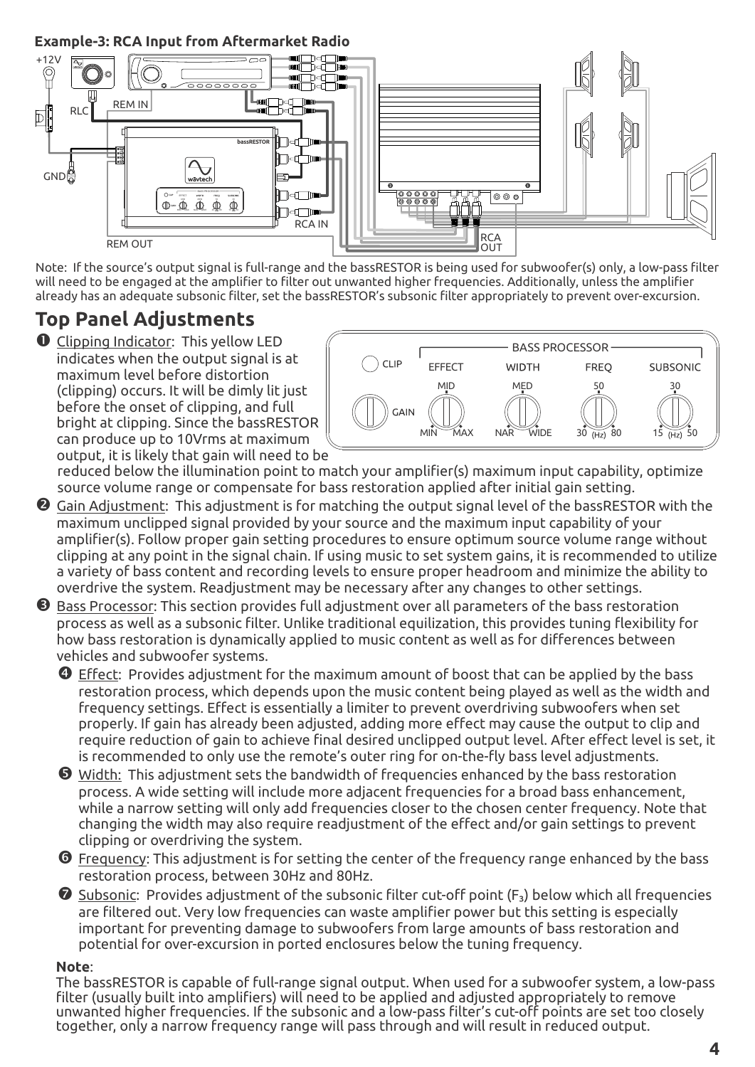**Example-3: RCA Input from Aftermarket Radio**

Note: If the source's output signal is full-range and the bassRESTOR is being used for subwoofer(s) only, a low-pass filter will need to be engaged at the amplifier to filter out unwanted higher frequencies. Additionally, unless the amplifier already has an adequate subsonic filter, set the bassRESTOR's subsonic filter appropriately to prevent over-excursion.

## Top Panel Adjustments

❶ Clipping Indicator: This yellow LED indicates when the output signal is at maximum level before distortion (clipping) occurs. It will be dimly lit just before the onset of clipping, and full bright at clipping. Since the bassRESTOR can produce up to 10Vrms at maximum output, it is likely that gain will need to be reduced below the illumination point to match your amplifier(s) maximum input capability, optimize source volume range or compensate for bass restoration applied after initial gain setting.

❷ Gain Adjustment: This adjustment is for matching the output signal level of the bassRESTOR with the maximum unclipped signal provided by your source and the maximum input capability of your amplifier(s). Follow proper gain setting procedures to ensure optimum source volume range without clipping at any point in the signal chain. If using music to set system gains, it is recommended to utilize a variety of bass content and recording levels to ensure proper headroom and minimize the ability to overdrive the system. Readjustment may be necessary after any changes to other settings.

❸ Bass Processor: This section provides full adjustment over all parameters of the bass restoration process as well as a subsonic filter. Unlike traditional equilization, this provides tuning flexibility for how bass restoration is dynamically applied to music content as well as for differences between vehicles and subwoofer systems.

❹ Effect: Provides adjustment for the maximum amount of boost that can be applied by the bass restoration process, which depends upon the music content being played as well as the width and frequency settings. Effect is essentially a limiter to prevent overdriving subwoofers when set properly. If gain has already been adjusted, adding more effect may cause the output to clip and require reduction of gain to achieve final desired unclipped output level. After effect level is set, it is recommended to only use the remote's outer ring for on-the-fly bass level adjustments.

❺ Width: This adjustment sets the bandwidth of frequencies enhanced by the bass restoration process. A wide setting will include more adjacent frequencies for a broad bass enhancement, while a narrow setting will only add frequencies closer to the chosen center frequency. Note that changing the width may also require readjustment of the effect and/or gain settings to prevent clipping or overdriving the system.

❻ Frequency: This adjustment is for setting the center of the frequency range enhanced by the bass restoration process, between 30Hz and 80Hz.

❼ Subsonic: Provides adjustment of the subsonic filter cut-off point ($F_3$) below which all frequencies are filtered out. Very low frequencies can waste amplifier power but this setting is especially important for preventing damage to subwoofers from large amounts of bass restoration and potential for over-excursion in ported enclosures below the tuning frequency.

**Note**:
The bassRESTOR is capable of full-range signal output. When used for a subwoofer system, a low-pass filter (usually built into amplifiers) will need to be applied and adjusted appropriately to remove unwanted higher frequencies. If the subsonic and a low-pass filter's cut-off points are set too closely together, only a narrow frequency range will pass through and will result in reduced output.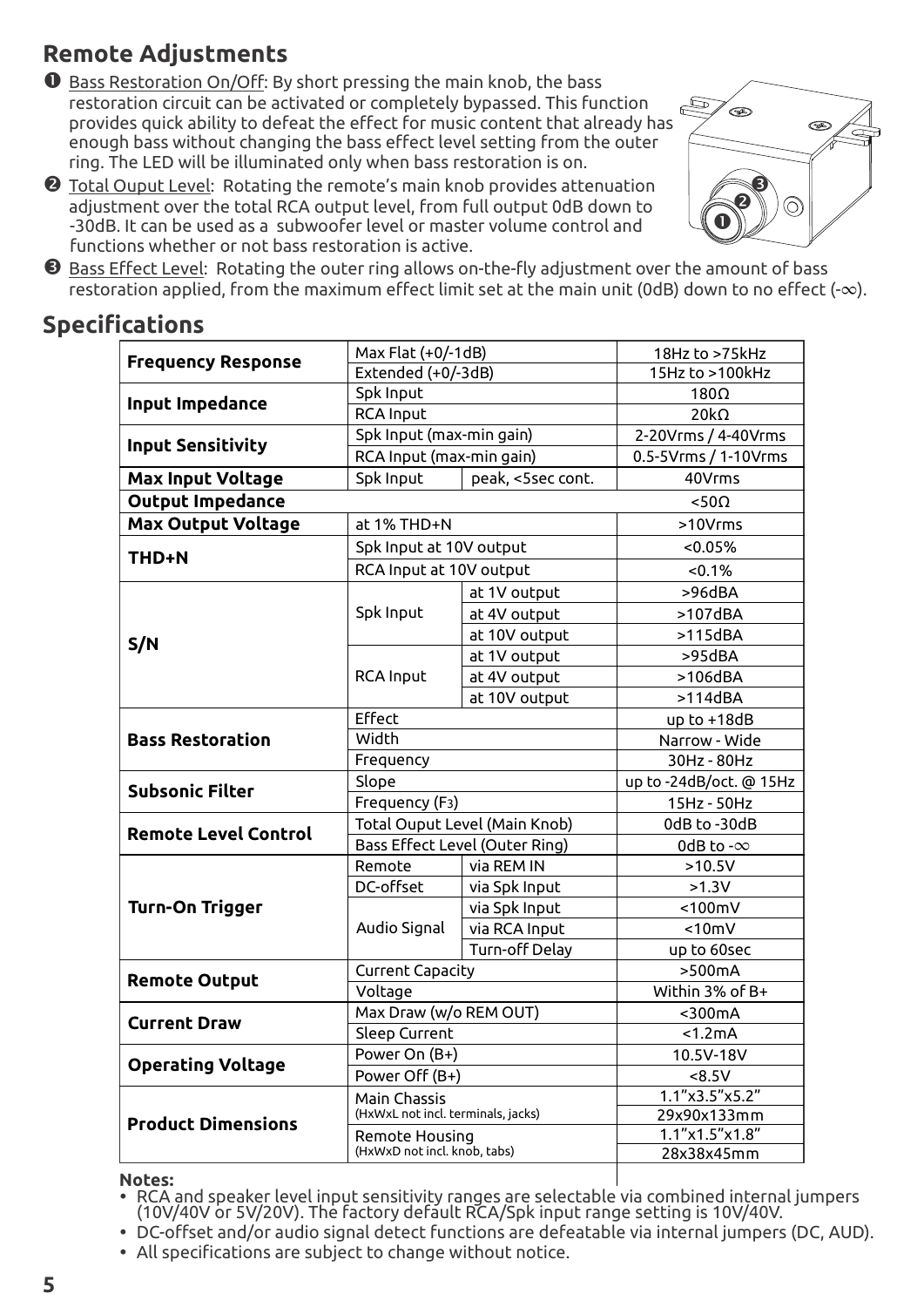## Remote Adjustments

1. Bass Restoration On/Off: By short pressing the main knob, the bass restoration circuit can be activated or completely bypassed. This function provides quick ability to defeat the effect for music content that already has enough bass without changing the bass effect level setting from the outer ring. The LED will be illuminated only when bass restoration is on.
2. Total Ouput Level: Rotating the remote's main knob provides attenuation adjustment over the total RCA output level, from full output 0dB down to -30dB. It can be used as a subwoofer level or master volume control and functions whether or not bass restoration is active.
3. Bass Effect Level: Rotating the outer ring allows on-the-fly adjustment over the amount of bass restoration applied, from the maximum effect limit set at the main unit (0dB) down to no effect (-∞).

## Specifications

| | | | |
|---|---|---|---|
| **Frequency Response** | Max Flat (+0/-1dB) | | 18Hz to >75kHz |
| | Extended (+0/-3dB) | | 15Hz to >100kHz |
| **Input Impedance** | Spk Input | | 180Ω |
| | RCA Input | | 20kΩ |
| **Input Sensitivity** | Spk Input (max-min gain) | | 2-20Vrms / 4-40Vrms |
| | RCA Input (max-min gain) | | 0.5-5Vrms / 1-10Vrms |
| **Max Input Voltage** | Spk Input | peak, <5sec cont. | 40Vrms |
| **Output Impedance** | | | <50Ω |
| **Max Output Voltage** | at 1% THD+N | | >10Vrms |
| **THD+N** | Spk Input at 10V output | | <0.05% |
| | RCA Input at 10V output | | <0.1% |
| **S/N** | Spk Input | at 1V output | >96dBA |
| | | at 4V output | >107dBA |
| | | at 10V output | >115dBA |
| | RCA Input | at 1V output | >95dBA |
| | | at 4V output | >106dBA |
| | | at 10V output | >114dBA |
| **Bass Restoration** | Effect | | up to +18dB |
| | Width | | Narrow - Wide |
| | Frequency | | 30Hz - 80Hz |
| **Subsonic Filter** | Slope | | up to -24dB/oct. @ 15Hz |
| | Frequency ($F_3$) | | 15Hz - 50Hz |
| **Remote Level Control** | Total Ouput Level (Main Knob) | | 0dB to -30dB |
| | Bass Effect Level (Outer Ring) | | 0dB to -∞ |
| **Turn-On Trigger** | Remote | via REM IN | >10.5V |
| | DC-offset | via Spk Input | >1.3V |
| | Audio Signal | via Spk Input | <100mV |
| | | via RCA Input | <10mV |
| | | Turn-off Delay | up to 60sec |
| **Remote Output** | Current Capacity | | >500mA |
| | Voltage | | Within 3% of B+ |
| **Current Draw** | Max Draw (w/o REM OUT) | | <300mA |
| | Sleep Current | | <1.2mA |
| **Operating Voltage** | Power On (B+) | | 10.5V-18V |
| | Power Off (B+) | | <8.5V |
| **Product Dimensions** | Main Chassis (HxWxL not incl. terminals, jacks) | | 1.1"x3.5"x5.2" |
| | | | 29x90x133mm |
| | Remote Housing (HxWxD not incl. knob, tabs) | | 1.1"x1.5"x1.8" |
| | | | 28x38x45mm |

**Notes:**

- RCA and speaker level input sensitivity ranges are selectable via combined internal jumpers (10V/40V or 5V/20V). The factory default RCA/Spk input range setting is 10V/40V.
- DC-offset and/or audio signal detect functions are defeatable via internal jumpers (DC, AUD).
- All specifications are subject to change without notice.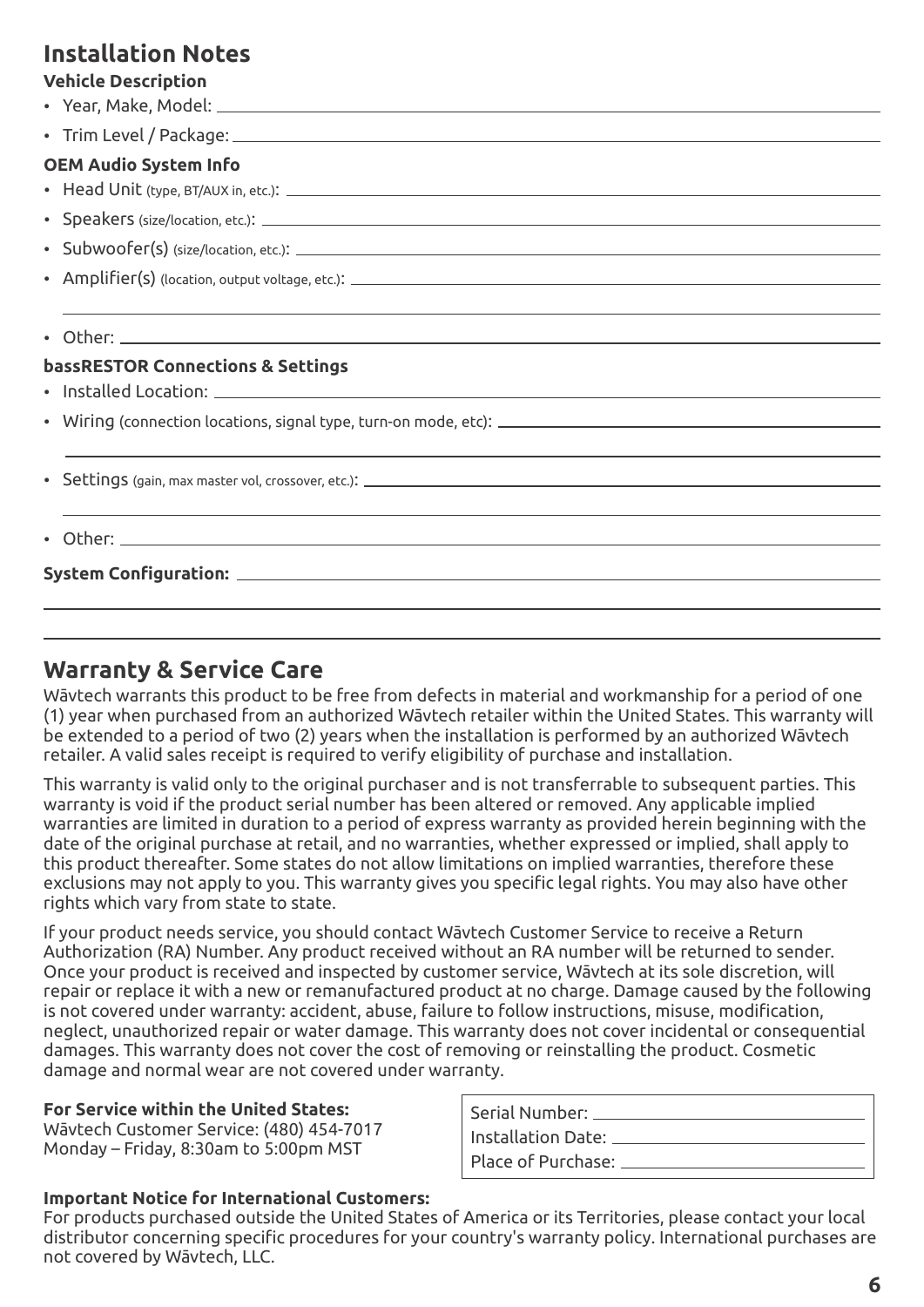## Installation Notes

**Vehicle Description**

- Year, Make, Model: ______________________
- Trim Level / Package: ______________________

**OEM Audio System Info**

- Head Unit (type, BT/AUX in, etc.): ______________________
- Speakers (size/location, etc.): ______________________
- Subwoofer(s) (size/location, etc.): ______________________
- Amplifier(s) (location, output voltage, etc.): ______________________
- Other: ______________________

**bassRESTOR Connections & Settings**

- Installed Location: ______________________
- Wiring (connection locations, signal type, turn-on mode, etc): ______________________
- Settings (gain, max master vol, crossover, etc.): ______________________
- Other: ______________________

**System Configuration:** ______________________

## Warranty & Service Care

Wāvtech warrants this product to be free from defects in material and workmanship for a period of one (1) year when purchased from an authorized Wāvtech retailer within the United States. This warranty will be extended to a period of two (2) years when the installation is performed by an authorized Wāvtech retailer. A valid sales receipt is required to verify eligibility of purchase and installation.

This warranty is valid only to the original purchaser and is not transferrable to subsequent parties. This warranty is void if the product serial number has been altered or removed. Any applicable implied warranties are limited in duration to a period of express warranty as provided herein beginning with the date of the original purchase at retail, and no warranties, whether expressed or implied, shall apply to this product thereafter. Some states do not allow limitations on implied warranties, therefore these exclusions may not apply to you. This warranty gives you specific legal rights. You may also have other rights which vary from state to state.

If your product needs service, you should contact Wāvtech Customer Service to receive a Return Authorization (RA) Number. Any product received without an RA number will be returned to sender. Once your product is received and inspected by customer service, Wāvtech at its sole discretion, will repair or replace it with a new or remanufactured product at no charge. Damage caused by the following is not covered under warranty: accident, abuse, failure to follow instructions, misuse, modification, neglect, unauthorized repair or water damage. This warranty does not cover incidental or consequential damages. This warranty does not cover the cost of removing or reinstalling the product. Cosmetic damage and normal wear are not covered under warranty.

**For Service within the United States:**
Wāvtech Customer Service: (480) 454-7017
Monday – Friday, 8:30am to 5:00pm MST

Serial Number: ______________________
Installation Date: ______________________
Place of Purchase: ______________________

**Important Notice for International Customers:**
For products purchased outside the United States of America or its Territories, please contact your local distributor concerning specific procedures for your country's warranty policy. International purchases are not covered by Wāvtech, LLC.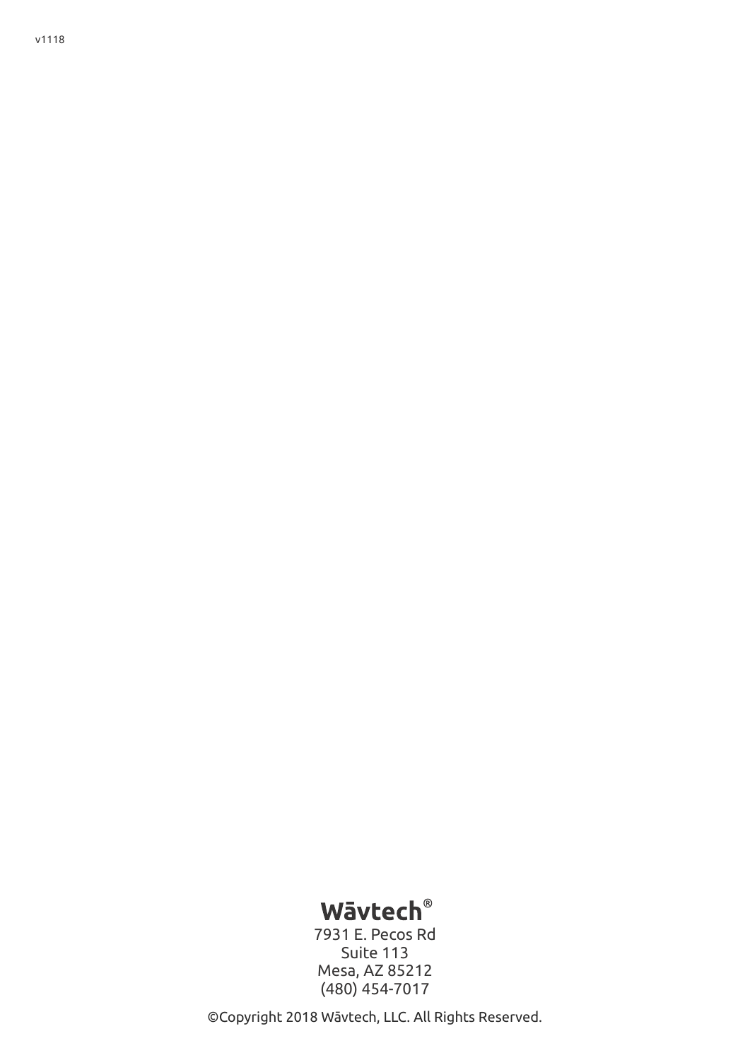v1118

**Wāvtech®**

7931 E. Pecos Rd
Suite 113
Mesa, AZ 85212
(480) 454-7017

©Copyright 2018 Wāvtech, LLC. All Rights Reserved.